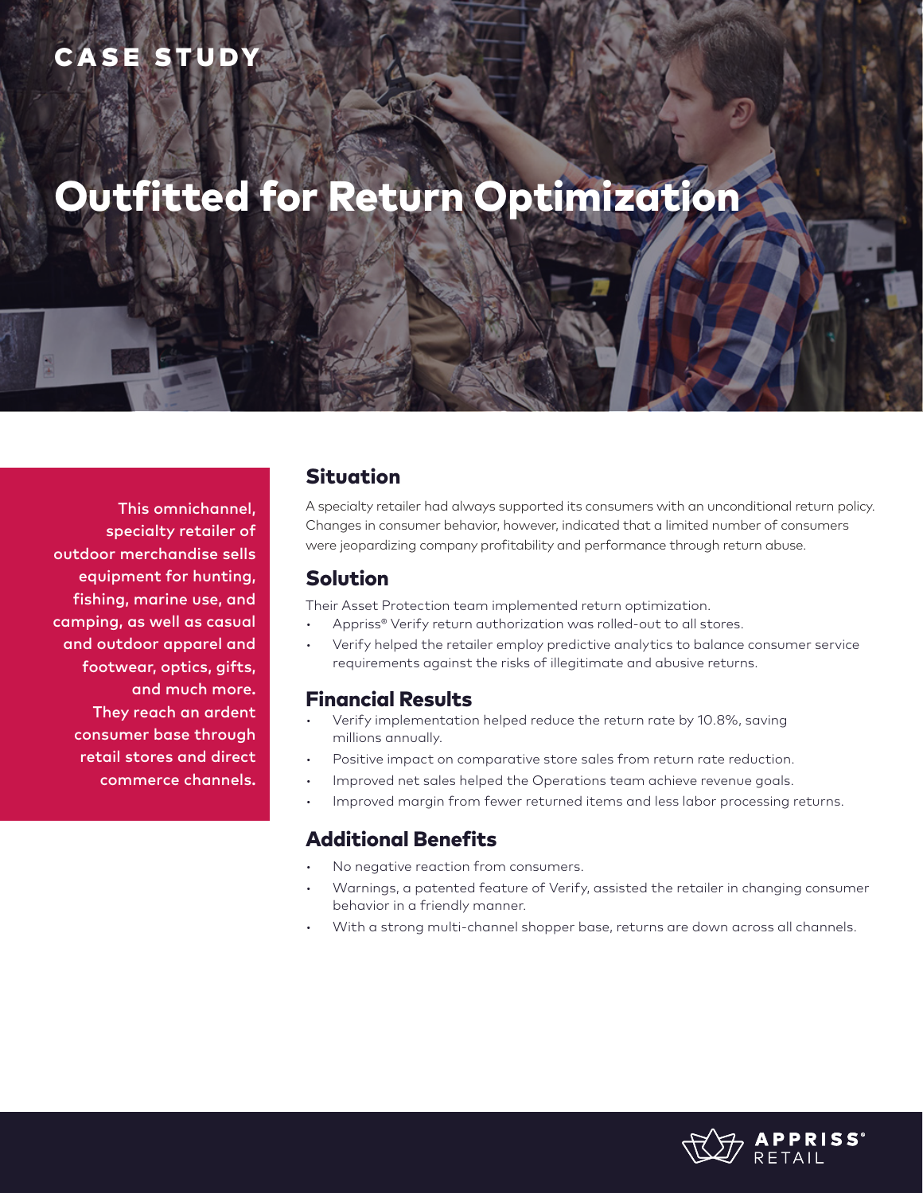CASE STUDY

# Outfitted for Return Optimization

**This omnichannel, specialty retailer of outdoor merchandise sells equipment for hunting, fishing, marine use, and camping, as well as casual and outdoor apparel and footwear, optics, gifts, and much more. They reach an ardent consumer base through retail stores and direct commerce channels.**

## Situation

A specialty retailer had always supported its consumers with an unconditional return policy. Changes in consumer behavior, however, indicated that a limited number of consumers were jeopardizing company profitability and performance through return abuse.

## Solution

Their Asset Protection team implemented return optimization.

- Appriss® Verify return authorization was rolled-out to all stores.
- Verify helped the retailer employ predictive analytics to balance consumer service requirements against the risks of illegitimate and abusive returns.

## Financial Results

- Verify implementation helped reduce the return rate by 10.8%, saving millions annually.
- Positive impact on comparative store sales from return rate reduction.
- Improved net sales helped the Operations team achieve revenue goals.
- Improved margin from fewer returned items and less labor processing returns.

## Additional Benefits

- No negative reaction from consumers.
- Warnings, a patented feature of Verify, assisted the retailer in changing consumer behavior in a friendly manner.
- With a strong multi-channel shopper base, returns are down across all channels.

APPRISS® RETAIL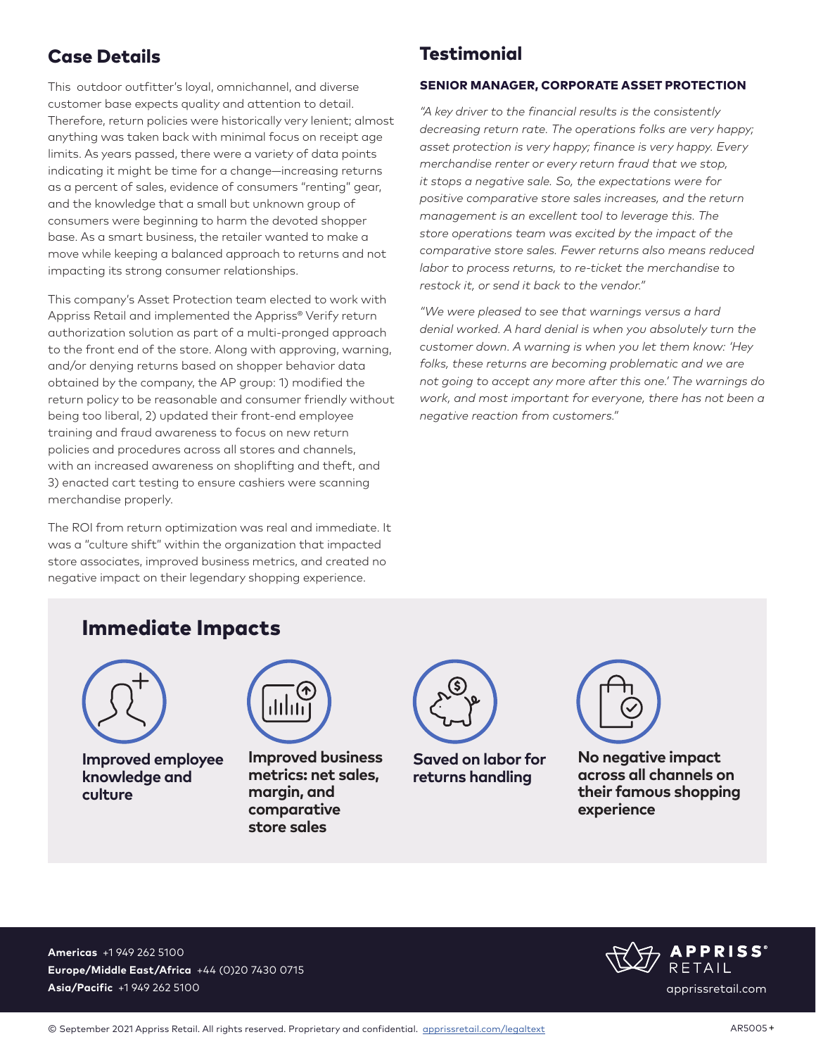## Case Details

This outdoor outfitter's loyal, omnichannel, and diverse customer base expects quality and attention to detail. Therefore, return policies were historically very lenient; almost anything was taken back with minimal focus on receipt age limits. As years passed, there were a variety of data points indicating it might be time for a change—increasing returns as a percent of sales, evidence of consumers "renting" gear, and the knowledge that a small but unknown group of consumers were beginning to harm the devoted shopper base. As a smart business, the retailer wanted to make a move while keeping a balanced approach to returns and not impacting its strong consumer relationships.

This company's Asset Protection team elected to work with Appriss Retail and implemented the Appriss® Verify return authorization solution as part of a multi-pronged approach to the front end of the store. Along with approving, warning, and/or denying returns based on shopper behavior data obtained by the company, the AP group: 1) modified the return policy to be reasonable and consumer friendly without being too liberal, 2) updated their front-end employee training and fraud awareness to focus on new return policies and procedures across all stores and channels, with an increased awareness on shoplifting and theft, and 3) enacted cart testing to ensure cashiers were scanning merchandise properly.

The ROI from return optimization was real and immediate. It was a "culture shift" within the organization that impacted store associates, improved business metrics, and created no negative impact on their legendary shopping experience.

## Testimonial

**SENIOR MANAGER, CORPORATE ASSET PROTECTION**

*"A key driver to the financial results is the consistently decreasing return rate. The operations folks are very happy; asset protection is very happy; finance is very happy. Every merchandise renter or every return fraud that we stop, it stops a negative sale. So, the expectations were for positive comparative store sales increases, and the return management is an excellent tool to leverage this. The store operations team was excited by the impact of the comparative store sales. Fewer returns also means reduced labor to process returns, to re-ticket the merchandise to restock it, or send it back to the vendor."*

*"We were pleased to see that warnings versus a hard denial worked. A hard denial is when you absolutely turn the customer down. A warning is when you let them know: 'Hey folks, these returns are becoming problematic and we are not going to accept any more after this one.' The warnings do work, and most important for everyone, there has not been a negative reaction from customers."*

## Immediate Impacts

**Improved employee knowledge and culture**

**Improved business metrics: net sales, margin, and comparative store sales**

**Saved on labor for returns handling**

**No negative impact across all channels on their famous shopping experience**

**Americas** +1 949 262 5100
**Europe/Middle East/Africa** +44 (0)20 7430 0715
**Asia/Pacific** +1 949 262 5100

APPRISS® RETAIL
apprissretail.com

© September 2021 Appriss Retail. All rights reserved. Proprietary and confidential. apprissretail.com/legaltext

AR5005+